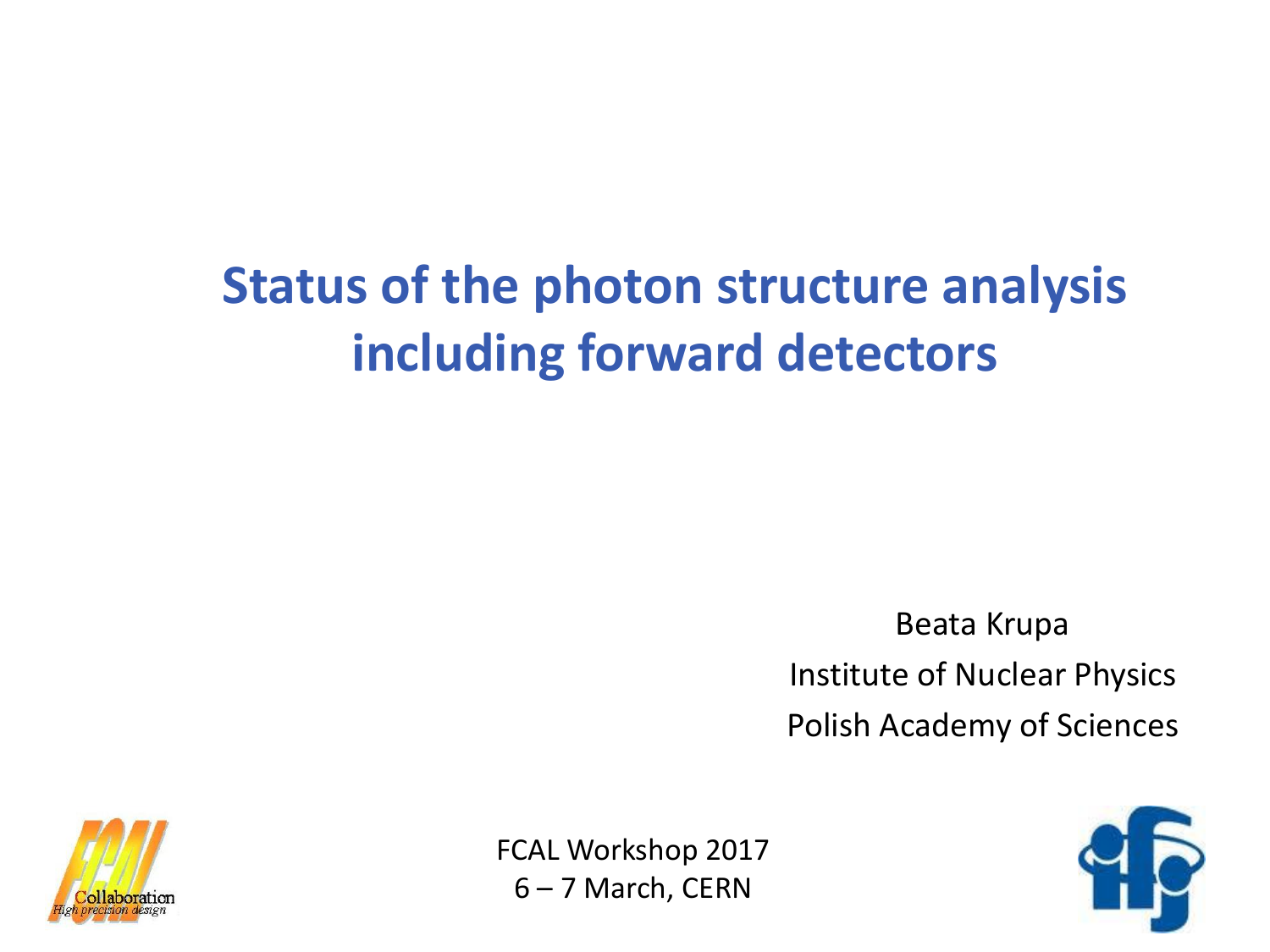# Status of the photon structure analysis including forward detectors

Beata Krupa

Institute of Nuclear Physics

Polish Academy of Sciences

FCAL Workshop 2017

6 – 7 March, CERN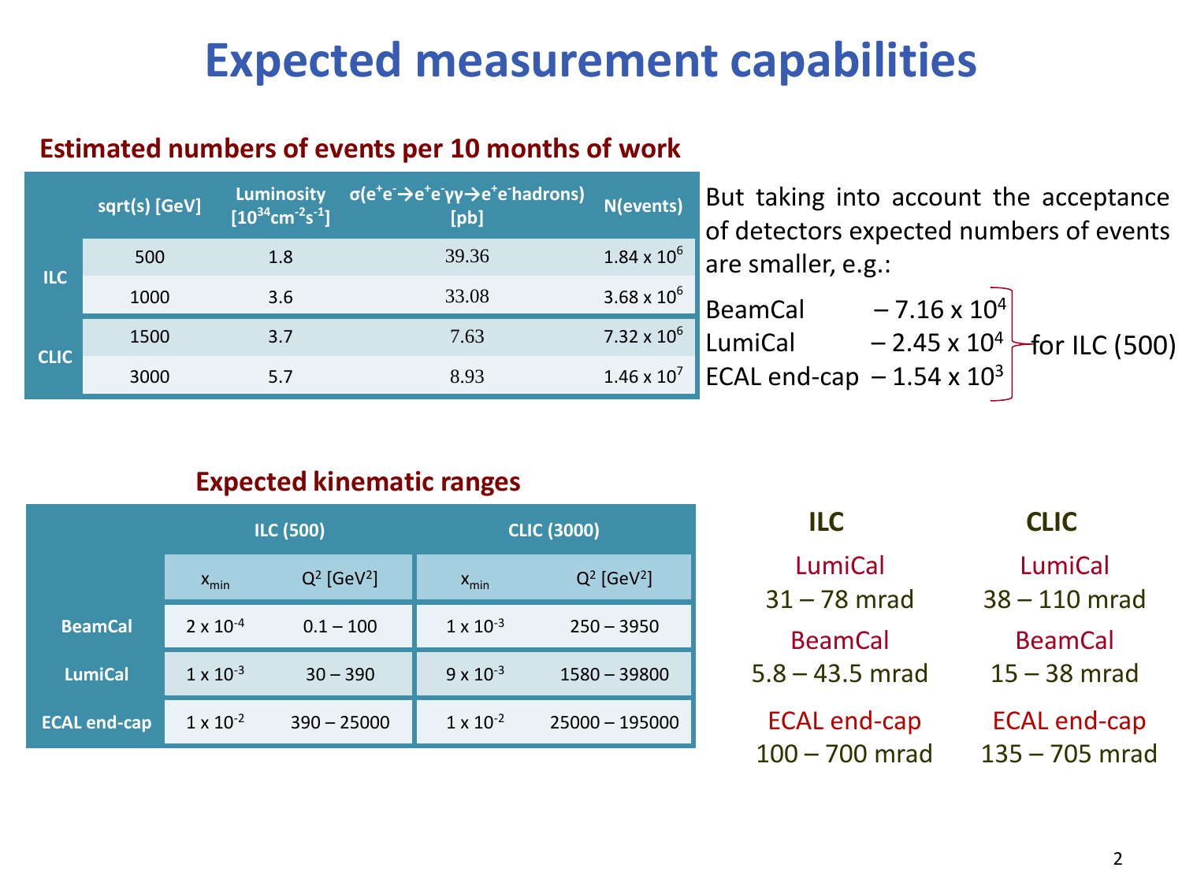# Expected measurement capabilities

### Estimated numbers of events per 10 months of work

| | sqrt(s) [GeV] | Luminosity [$10^{34} cm^{-2}s^{-1}$] | $\sigma(e^+e^- \rightarrow e^+e^-\gamma\gamma \rightarrow e^+e^-$hadrons) [pb] | N(events) |
|---|---|---|---|---|
| ILC | 500 | 1.8 | 39.36 | $1.84 \times 10^6$ |
| | 1000 | 3.6 | 33.08 | $3.68 \times 10^6$ |
| CLIC | 1500 | 3.7 | 7.63 | $7.32 \times 10^6$ |
| | 3000 | 5.7 | 8.93 | $1.46 \times 10^7$ |

But taking into account the acceptance of detectors expected numbers of events are smaller, e.g.:

BeamCal – $7.16 \times 10^4$
LumiCal – $2.45 \times 10^4$
ECAL end-cap – $1.54 \times 10^3$

for ILC (500)

### Expected kinematic ranges

| | ILC (500) | | CLIC (3000) | |
|---|---|---|---|---|
| | $x_{min}$ | $Q^2$ [$GeV^2$] | $x_{min}$ | $Q^2$ [$GeV^2$] |
| BeamCal | $2 \times 10^{-4}$ | 0.1 – 100 | $1 \times 10^{-3}$ | 250 – 3950 |
| LumiCal | $1 \times 10^{-3}$ | 30 – 390 | $9 \times 10^{-3}$ | 1580 – 39800 |
| ECAL end-cap | $1 \times 10^{-2}$ | 390 – 25000 | $1 \times 10^{-2}$ | 25000 – 195000 |

| | ILC | CLIC |
|---|---|---|
| LumiCal | 31 – 78 mrad | 38 – 110 mrad |
| BeamCal | 5.8 – 43.5 mrad | 15 – 38 mrad |
| ECAL end-cap | 100 – 700 mrad | 135 – 705 mrad |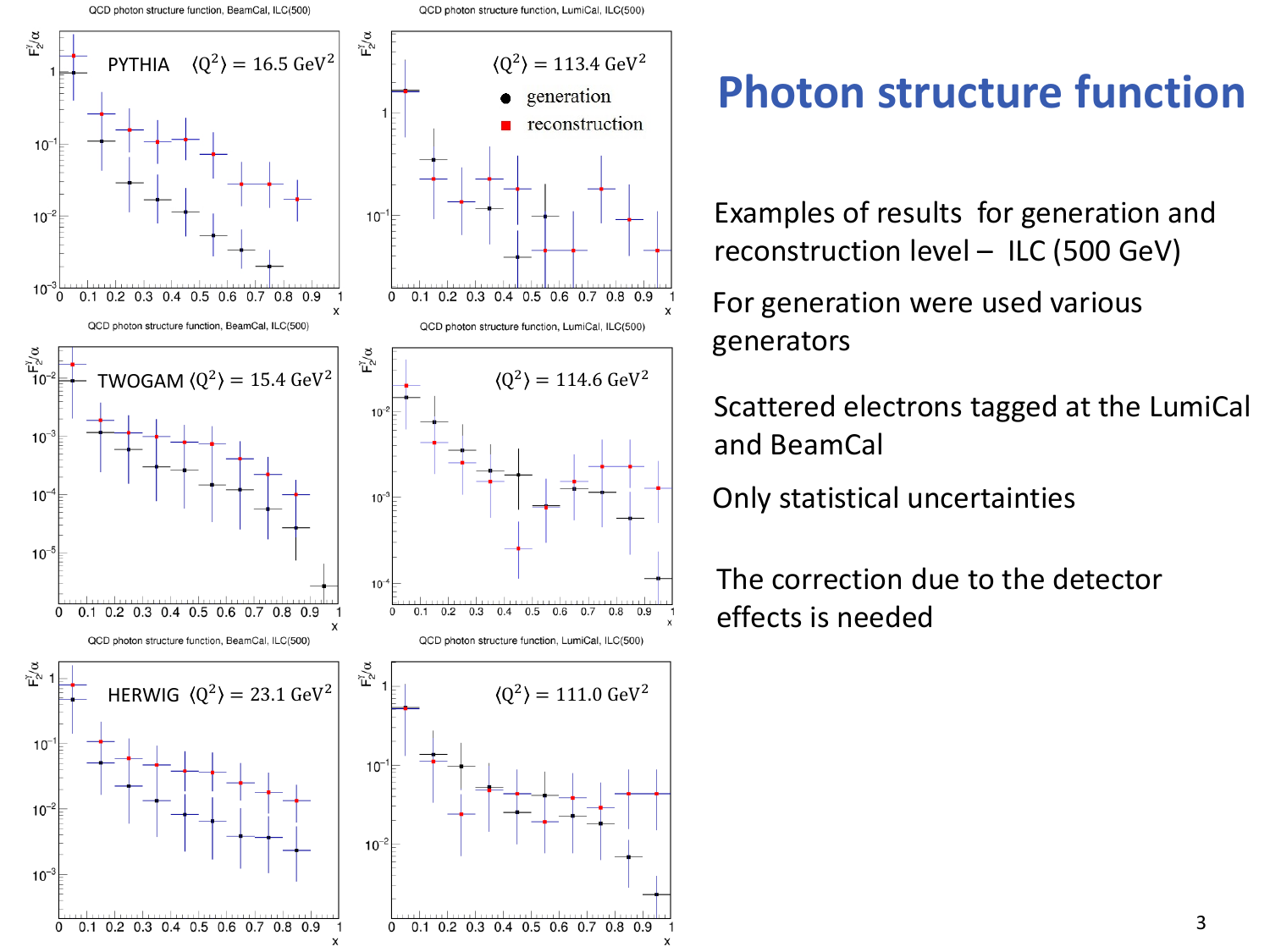# Photon structure function

Examples of results for generation and reconstruction level – ILC (500 GeV)

For generation were used various generators

Scattered electrons tagged at the LumiCal and BeamCal

Only statistical uncertainties

The correction due to the detector effects is needed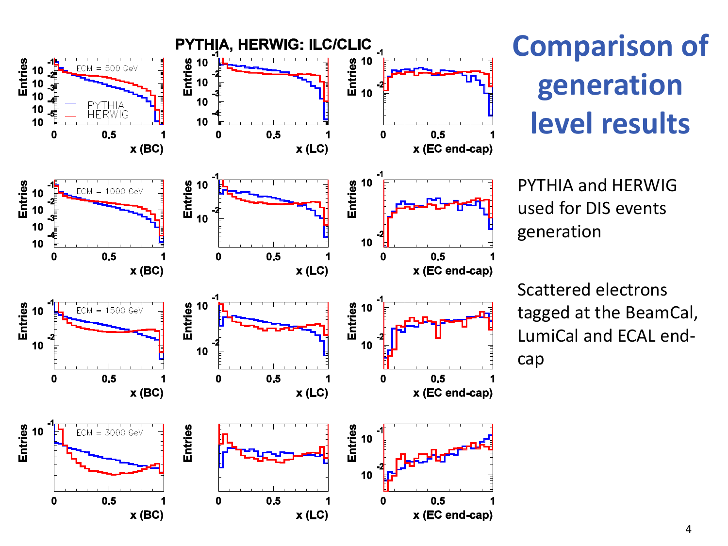# Comparison of generation level results

PYTHIA, HERWIG: ILC/CLIC

PYTHIA and HERWIG used for DIS events generation

Scattered electrons tagged at the BeamCal, LumiCal and ECAL end-cap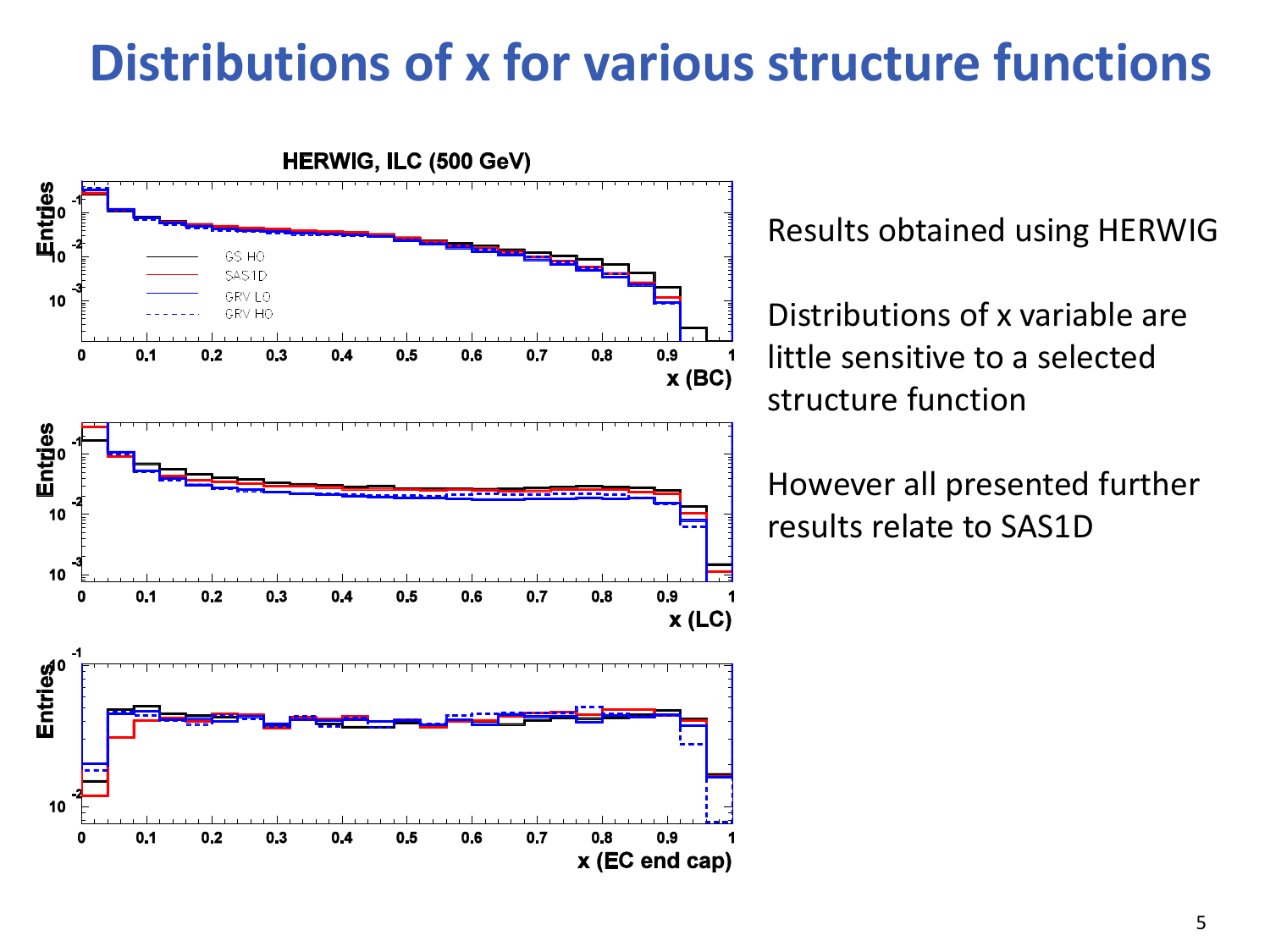# Distributions of x for various structure functions

Results obtained using HERWIG

Distributions of x variable are little sensitive to a selected structure function

However all presented further results relate to SAS1D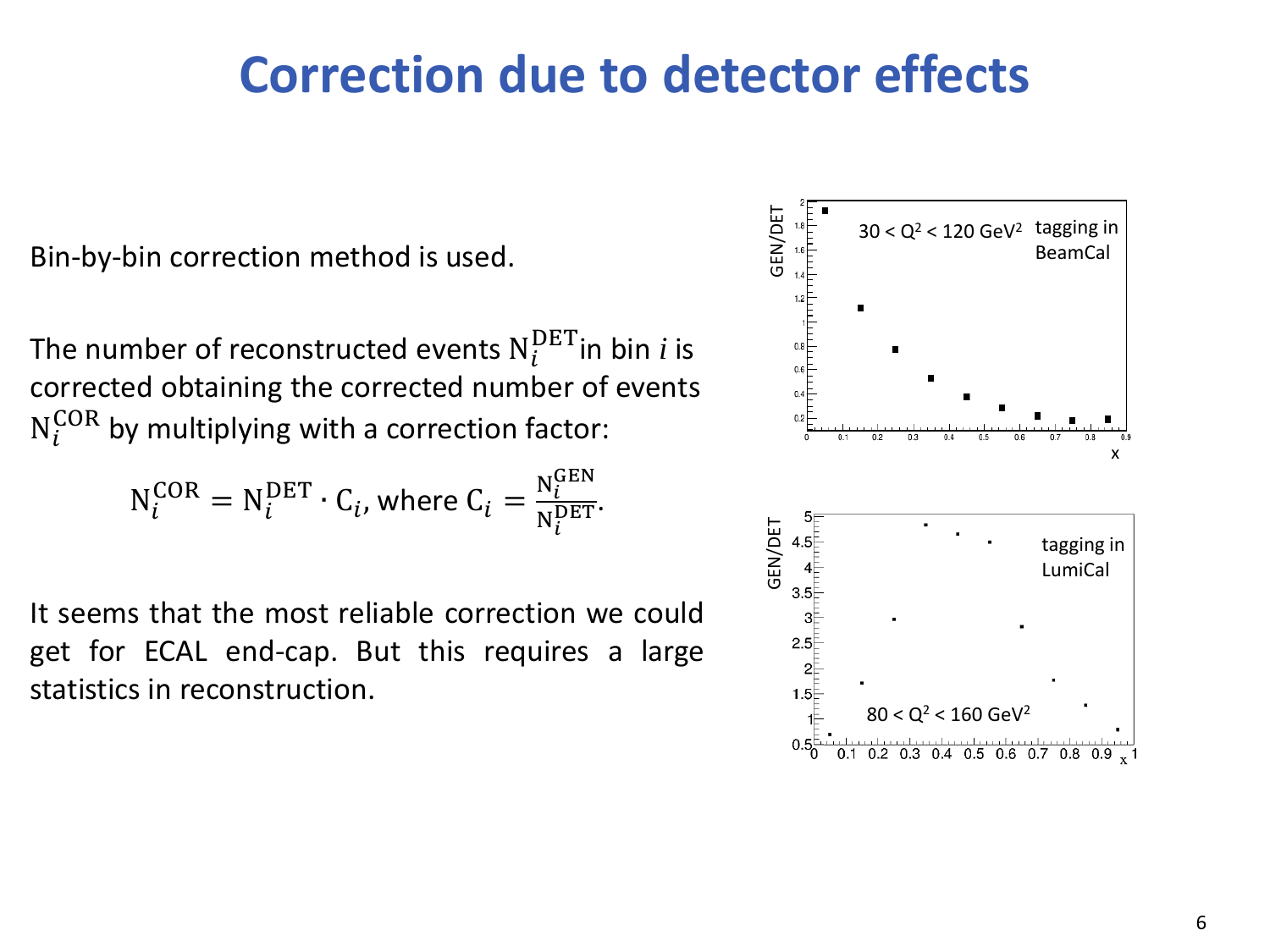# Correction due to detector effects

Bin-by-bin correction method is used.

The number of reconstructed events $N_i^{DET}$ in bin $i$ is corrected obtaining the corrected number of events $N_i^{COR}$ by multiplying with a correction factor:

$$N_i^{COR} = N_i^{DET} \cdot C_i, \text{ where } C_i = \frac{N_i^{GEN}}{N_i^{DET}}.$$

It seems that the most reliable correction we could get for ECAL end-cap. But this requires a large statistics in reconstruction.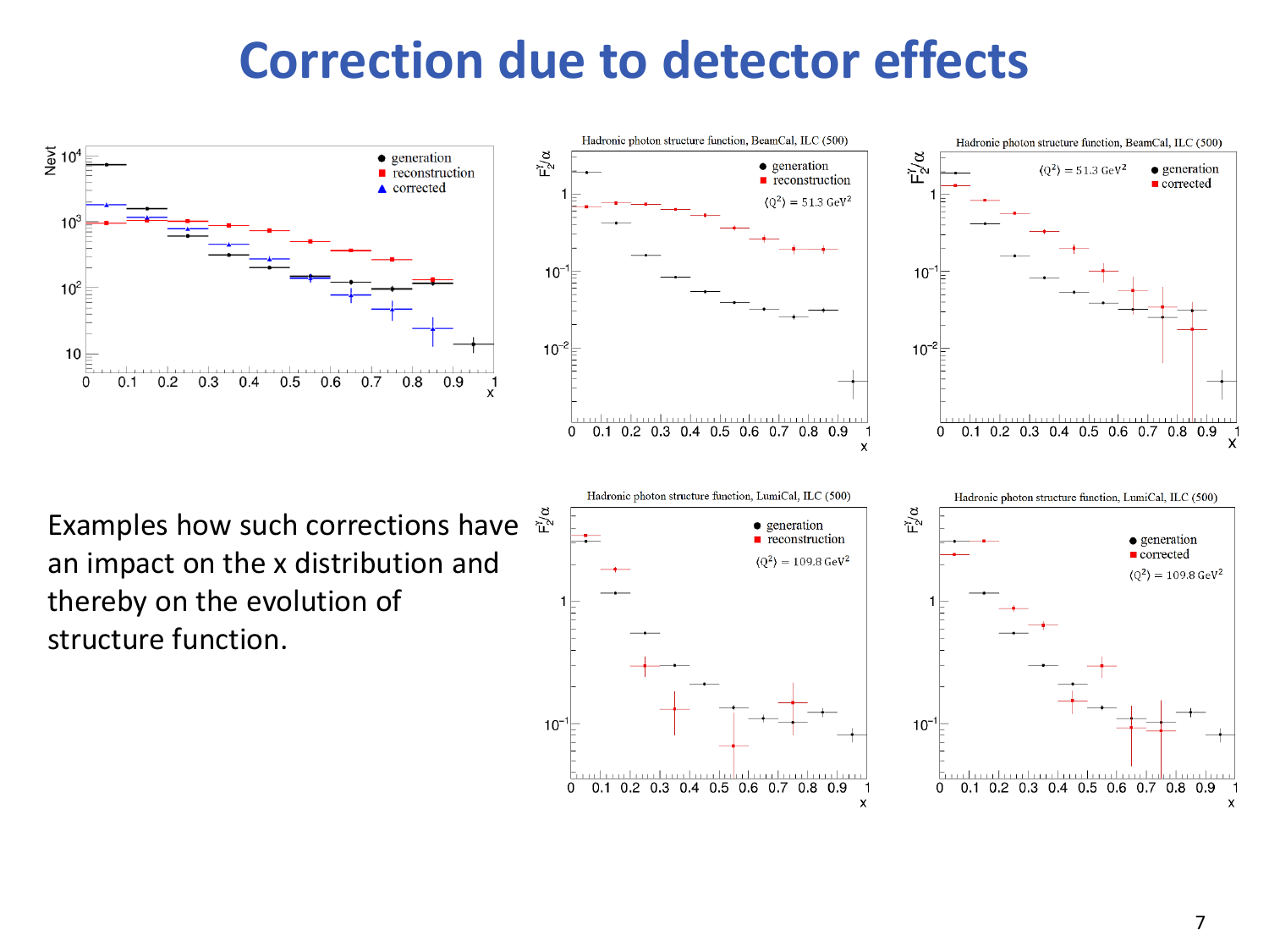# Correction due to detector effects

Examples how such corrections have an impact on the x distribution and thereby on the evolution of structure function.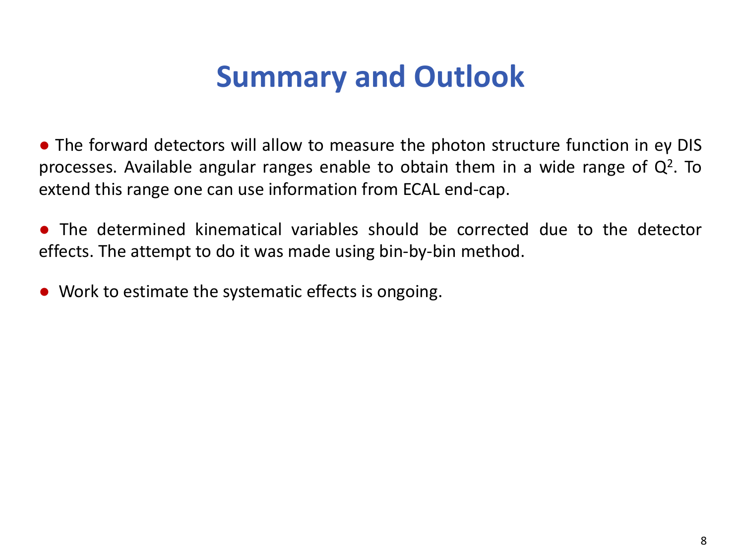# Summary and Outlook

- The forward detectors will allow to measure the photon structure function in eγ DIS processes. Available angular ranges enable to obtain them in a wide range of $Q^2$. To extend this range one can use information from ECAL end-cap.

- The determined kinematical variables should be corrected due to the detector effects. The attempt to do it was made using bin-by-bin method.

- Work to estimate the systematic effects is ongoing.